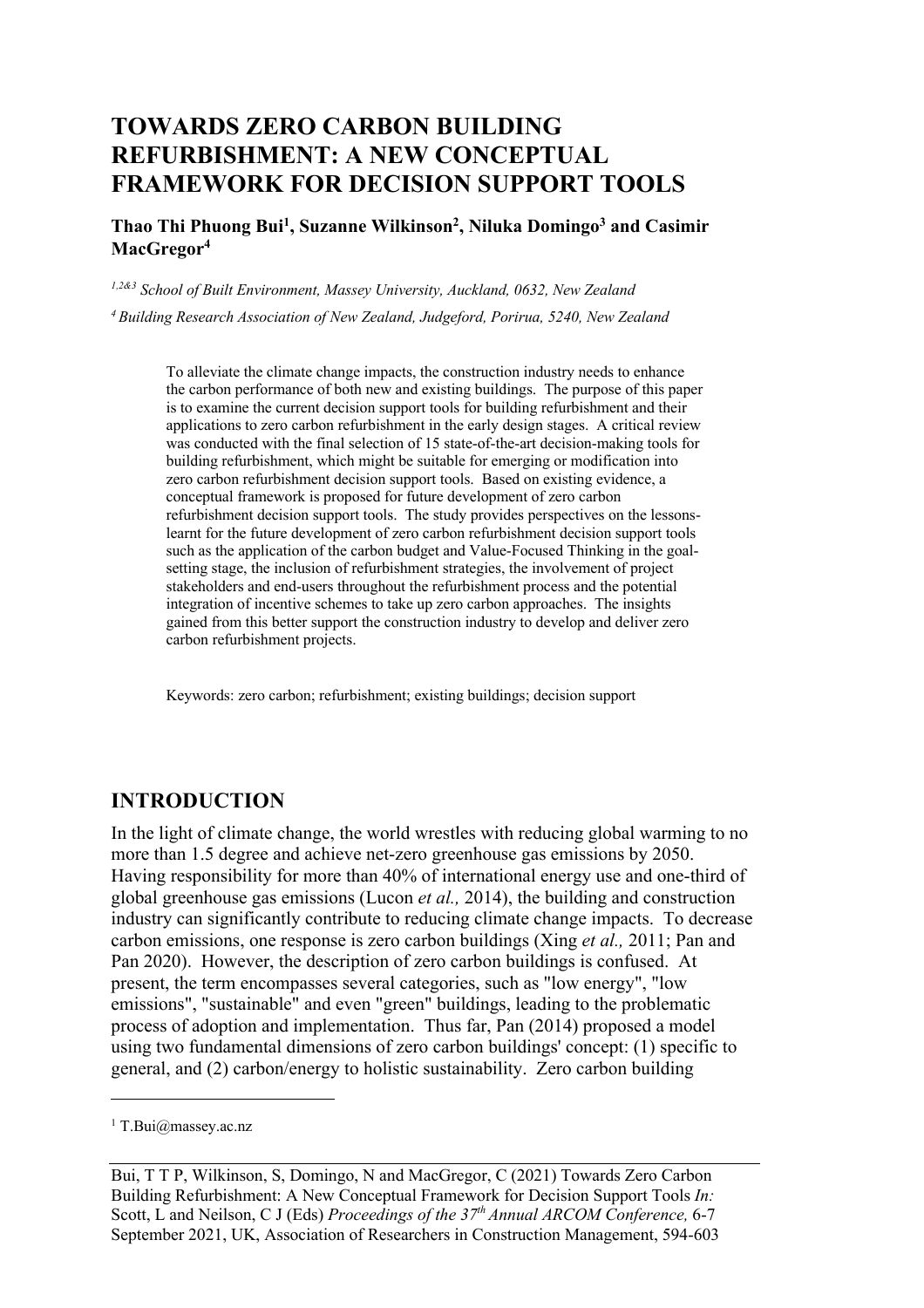# TOWARDS ZERO CARBON BUILDING REFURBISHMENT: A NEW CONCEPTUAL FRAMEWORK FOR DECISION SUPPORT TOOLS

**Thao Thi Phuong Bui[1], Suzanne Wilkinson[2], Niluka Domingo[3] and Casimir MacGregor[4]**

*[1,2&3] School of Built Environment, Massey University, Auckland, 0632, New Zealand*

*[4] Building Research Association of New Zealand, Judgeford, Porirua, 5240, New Zealand*

To alleviate the climate change impacts, the construction industry needs to enhance the carbon performance of both new and existing buildings. The purpose of this paper is to examine the current decision support tools for building refurbishment and their applications to zero carbon refurbishment in the early design stages. A critical review was conducted with the final selection of 15 state-of-the-art decision-making tools for building refurbishment, which might be suitable for emerging or modification into zero carbon refurbishment decision support tools. Based on existing evidence, a conceptual framework is proposed for future development of zero carbon refurbishment decision support tools. The study provides perspectives on the lessons-learnt for the future development of zero carbon refurbishment decision support tools such as the application of the carbon budget and Value-Focused Thinking in the goal-setting stage, the inclusion of refurbishment strategies, the involvement of project stakeholders and end-users throughout the refurbishment process and the potential integration of incentive schemes to take up zero carbon approaches. The insights gained from this better support the construction industry to develop and deliver zero carbon refurbishment projects.

Keywords: zero carbon; refurbishment; existing buildings; decision support

## INTRODUCTION

In the light of climate change, the world wrestles with reducing global warming to no more than 1.5 degree and achieve net-zero greenhouse gas emissions by 2050. Having responsibility for more than 40% of international energy use and one-third of global greenhouse gas emissions (Lucon *et al.,* 2014), the building and construction industry can significantly contribute to reducing climate change impacts. To decrease carbon emissions, one response is zero carbon buildings (Xing *et al.,* 2011; Pan and Pan 2020). However, the description of zero carbon buildings is confused. At present, the term encompasses several categories, such as "low energy", "low emissions", "sustainable" and even "green" buildings, leading to the problematic process of adoption and implementation. Thus far, Pan (2014) proposed a model using two fundamental dimensions of zero carbon buildings' concept: (1) specific to general, and (2) carbon/energy to holistic sustainability. Zero carbon building

[1] T.Bui@massey.ac.nz

Bui, T T P, Wilkinson, S, Domingo, N and MacGregor, C (2021) Towards Zero Carbon Building Refurbishment: A New Conceptual Framework for Decision Support Tools *In:* Scott, L and Neilson, C J (Eds) *Proceedings of the 37th Annual ARCOM Conference,* 6-7 September 2021, UK, Association of Researchers in Construction Management, 594-603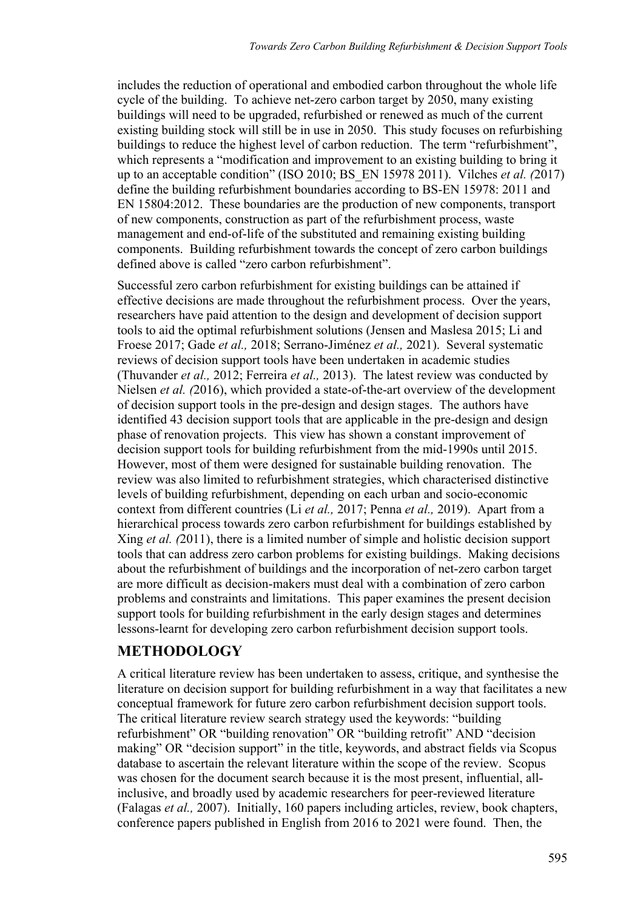includes the reduction of operational and embodied carbon throughout the whole life cycle of the building. To achieve net-zero carbon target by 2050, many existing buildings will need to be upgraded, refurbished or renewed as much of the current existing building stock will still be in use in 2050. This study focuses on refurbishing buildings to reduce the highest level of carbon reduction. The term "refurbishment", which represents a "modification and improvement to an existing building to bring it up to an acceptable condition" (ISO 2010; BS_EN 15978 2011). Vilches *et al. (*2017) define the building refurbishment boundaries according to BS-EN 15978: 2011 and EN 15804:2012. These boundaries are the production of new components, transport of new components, construction as part of the refurbishment process, waste management and end-of-life of the substituted and remaining existing building components. Building refurbishment towards the concept of zero carbon buildings defined above is called "zero carbon refurbishment".

Successful zero carbon refurbishment for existing buildings can be attained if effective decisions are made throughout the refurbishment process. Over the years, researchers have paid attention to the design and development of decision support tools to aid the optimal refurbishment solutions (Jensen and Maslesa 2015; Li and Froese 2017; Gade *et al.,* 2018; Serrano-Jiménez *et al.,* 2021). Several systematic reviews of decision support tools have been undertaken in academic studies (Thuvander *et al.,* 2012; Ferreira *et al.,* 2013). The latest review was conducted by Nielsen *et al. (*2016), which provided a state-of-the-art overview of the development of decision support tools in the pre-design and design stages. The authors have identified 43 decision support tools that are applicable in the pre-design and design phase of renovation projects. This view has shown a constant improvement of decision support tools for building refurbishment from the mid-1990s until 2015. However, most of them were designed for sustainable building renovation. The review was also limited to refurbishment strategies, which characterised distinctive levels of building refurbishment, depending on each urban and socio-economic context from different countries (Li *et al.,* 2017; Penna *et al.,* 2019). Apart from a hierarchical process towards zero carbon refurbishment for buildings established by Xing *et al. (*2011), there is a limited number of simple and holistic decision support tools that can address zero carbon problems for existing buildings. Making decisions about the refurbishment of buildings and the incorporation of net-zero carbon target are more difficult as decision-makers must deal with a combination of zero carbon problems and constraints and limitations. This paper examines the present decision support tools for building refurbishment in the early design stages and determines lessons-learnt for developing zero carbon refurbishment decision support tools.

## METHODOLOGY

A critical literature review has been undertaken to assess, critique, and synthesise the literature on decision support for building refurbishment in a way that facilitates a new conceptual framework for future zero carbon refurbishment decision support tools. The critical literature review search strategy used the keywords: "building refurbishment" OR "building renovation" OR "building retrofit" AND "decision making" OR "decision support" in the title, keywords, and abstract fields via Scopus database to ascertain the relevant literature within the scope of the review. Scopus was chosen for the document search because it is the most present, influential, all-inclusive, and broadly used by academic researchers for peer-reviewed literature (Falagas *et al.,* 2007). Initially, 160 papers including articles, review, book chapters, conference papers published in English from 2016 to 2021 were found. Then, the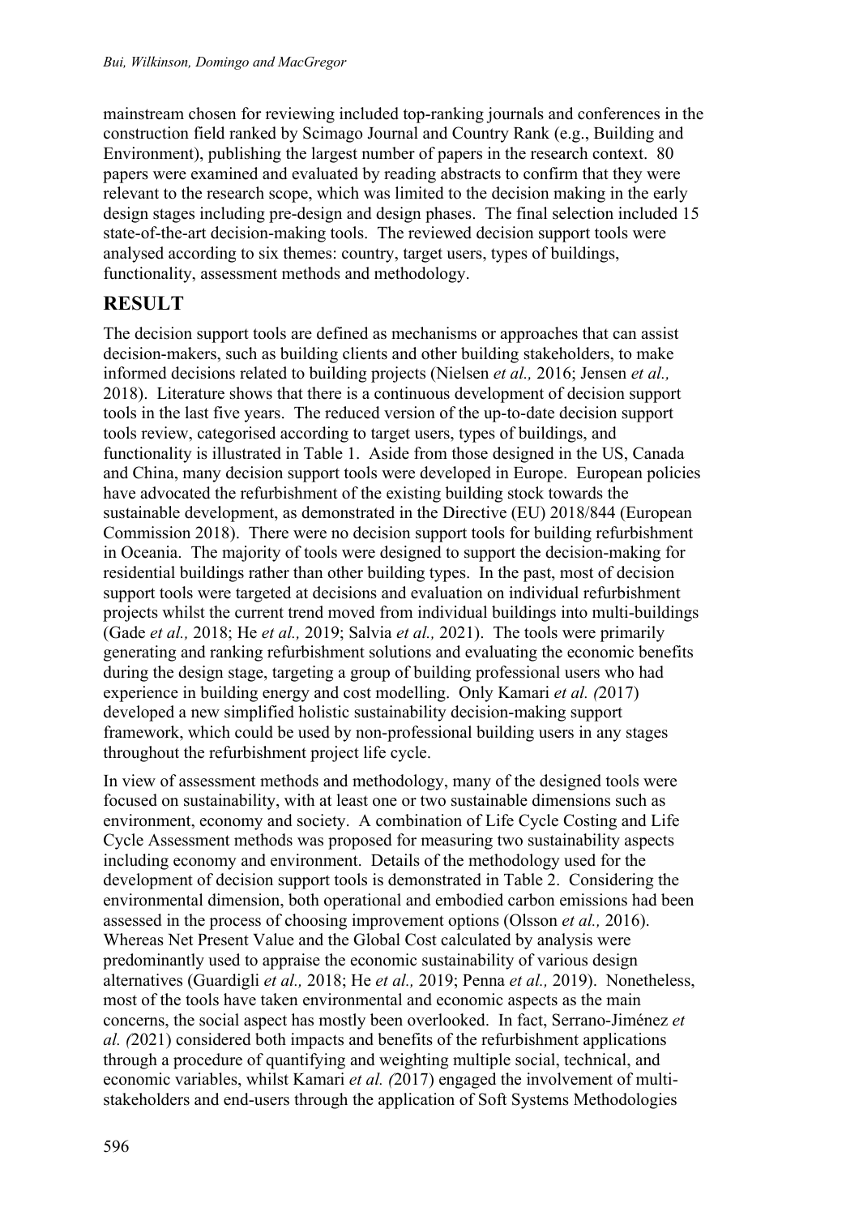mainstream chosen for reviewing included top-ranking journals and conferences in the construction field ranked by Scimago Journal and Country Rank (e.g., Building and Environment), publishing the largest number of papers in the research context. 80 papers were examined and evaluated by reading abstracts to confirm that they were relevant to the research scope, which was limited to the decision making in the early design stages including pre-design and design phases. The final selection included 15 state-of-the-art decision-making tools. The reviewed decision support tools were analysed according to six themes: country, target users, types of buildings, functionality, assessment methods and methodology.

## RESULT

The decision support tools are defined as mechanisms or approaches that can assist decision-makers, such as building clients and other building stakeholders, to make informed decisions related to building projects (Nielsen *et al.,* 2016; Jensen *et al.,* 2018). Literature shows that there is a continuous development of decision support tools in the last five years. The reduced version of the up-to-date decision support tools review, categorised according to target users, types of buildings, and functionality is illustrated in Table 1. Aside from those designed in the US, Canada and China, many decision support tools were developed in Europe. European policies have advocated the refurbishment of the existing building stock towards the sustainable development, as demonstrated in the Directive (EU) 2018/844 (European Commission 2018). There were no decision support tools for building refurbishment in Oceania. The majority of tools were designed to support the decision-making for residential buildings rather than other building types. In the past, most of decision support tools were targeted at decisions and evaluation on individual refurbishment projects whilst the current trend moved from individual buildings into multi-buildings (Gade *et al.,* 2018; He *et al.,* 2019; Salvia *et al.,* 2021). The tools were primarily generating and ranking refurbishment solutions and evaluating the economic benefits during the design stage, targeting a group of building professional users who had experience in building energy and cost modelling. Only Kamari *et al. (*2017) developed a new simplified holistic sustainability decision-making support framework, which could be used by non-professional building users in any stages throughout the refurbishment project life cycle.

In view of assessment methods and methodology, many of the designed tools were focused on sustainability, with at least one or two sustainable dimensions such as environment, economy and society. A combination of Life Cycle Costing and Life Cycle Assessment methods was proposed for measuring two sustainability aspects including economy and environment. Details of the methodology used for the development of decision support tools is demonstrated in Table 2. Considering the environmental dimension, both operational and embodied carbon emissions had been assessed in the process of choosing improvement options (Olsson *et al.,* 2016). Whereas Net Present Value and the Global Cost calculated by analysis were predominantly used to appraise the economic sustainability of various design alternatives (Guardigli *et al.,* 2018; He *et al.,* 2019; Penna *et al.,* 2019). Nonetheless, most of the tools have taken environmental and economic aspects as the main concerns, the social aspect has mostly been overlooked. In fact, Serrano-Jiménez *et al. (*2021) considered both impacts and benefits of the refurbishment applications through a procedure of quantifying and weighting multiple social, technical, and economic variables, whilst Kamari *et al. (*2017) engaged the involvement of multi-stakeholders and end-users through the application of Soft Systems Methodologies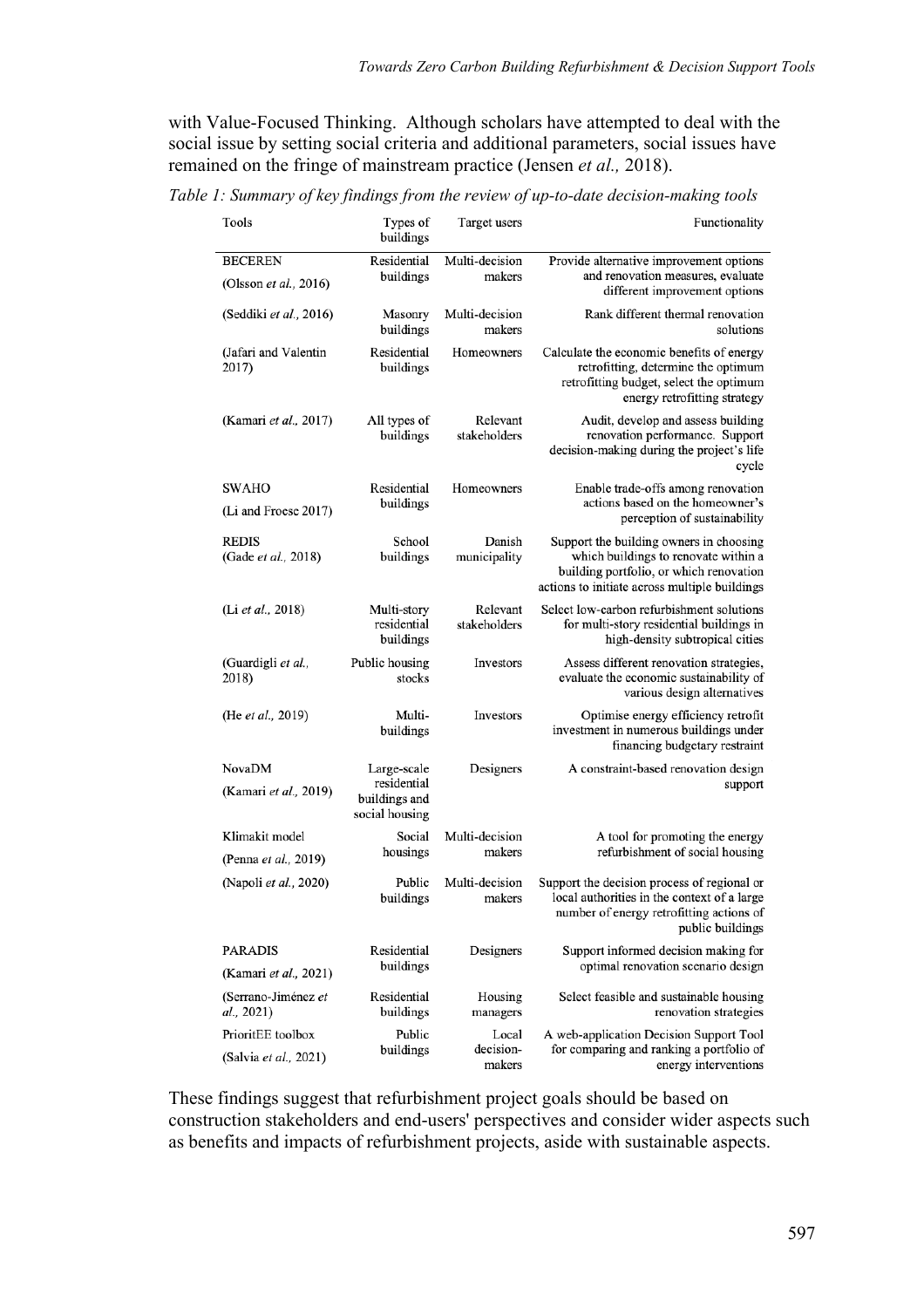with Value-Focused Thinking. Although scholars have attempted to deal with the social issue by setting social criteria and additional parameters, social issues have remained on the fringe of mainstream practice (Jensen *et al.,* 2018).

*Table 1: Summary of key findings from the review of up-to-date decision-making tools*

| Tools | Types of buildings | Target users | Functionality |
|---|---|---|---|
| BECEREN (Olsson *et al.,* 2016) | Residential buildings | Multi-decision makers | Provide alternative improvement options and renovation measures, evaluate different improvement options |
| (Seddiki *et al.,* 2016) | Masonry buildings | Multi-decision makers | Rank different thermal renovation solutions |
| (Jafari and Valentin 2017) | Residential buildings | Homeowners | Calculate the economic benefits of energy retrofitting, determine the optimum retrofitting budget, select the optimum energy retrofitting strategy |
| (Kamari *et al.,* 2017) | All types of buildings | Relevant stakeholders | Audit, develop and assess building renovation performance. Support decision-making during the project's life cycle |
| SWAHO (Li and Froese 2017) | Residential buildings | Homeowners | Enable trade-offs among renovation actions based on the homeowner's perception of sustainability |
| REDIS (Gade *et al.,* 2018) | School buildings | Danish municipality | Support the building owners in choosing which buildings to renovate within a building portfolio, or which renovation actions to initiate across multiple buildings |
| (Li *et al.,* 2018) | Multi-story residential buildings | Relevant stakeholders | Select low-carbon refurbishment solutions for multi-story residential buildings in high-density subtropical cities |
| (Guardigli *et al.,* 2018) | Public housing stocks | Investors | Assess different renovation strategies, evaluate the economic sustainability of various design alternatives |
| (He *et al.,* 2019) | Multi-buildings | Investors | Optimise energy efficiency retrofit investment in numerous buildings under financing budgetary restraint |
| NovaDM (Kamari *et al.,* 2019) | Large-scale residential buildings and social housing | Designers | A constraint-based renovation design support |
| Klimakit model (Penna *et al.,* 2019) | Social housings | Multi-decision makers | A tool for promoting the energy refurbishment of social housing |
| (Napoli *et al.,* 2020) | Public buildings | Multi-decision makers | Support the decision process of regional or local authorities in the context of a large number of energy retrofitting actions of public buildings |
| PARADIS (Kamari *et al.,* 2021) | Residential buildings | Designers | Support informed decision making for optimal renovation scenario design |
| (Serrano-Jiménez *et al.,* 2021) | Residential buildings | Housing managers | Select feasible and sustainable housing renovation strategies |
| PrioritEE toolbox (Salvia *et al.,* 2021) | Public buildings | Local decision-makers | A web-application Decision Support Tool for comparing and ranking a portfolio of energy interventions |

These findings suggest that refurbishment project goals should be based on construction stakeholders and end-users' perspectives and consider wider aspects such as benefits and impacts of refurbishment projects, aside with sustainable aspects.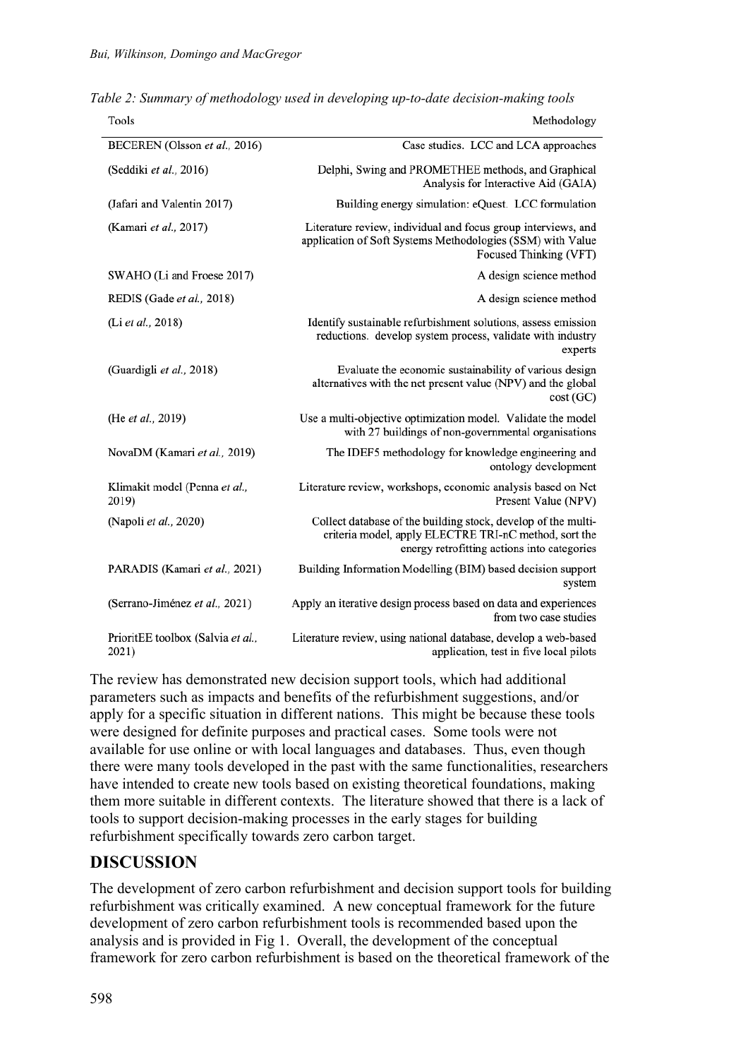*Table 2: Summary of methodology used in developing up-to-date decision-making tools*

| Tools | Methodology |
|---|---|
| BECEREN (Olsson *et al.,* 2016) | Case studies. LCC and LCA approaches |
| (Seddiki *et al.,* 2016) | Delphi, Swing and PROMETHEE methods, and Graphical Analysis for Interactive Aid (GAIA) |
| (Jafari and Valentin 2017) | Building energy simulation: eQuest. LCC formulation |
| (Kamari *et al.,* 2017) | Literature review, individual and focus group interviews, and application of Soft Systems Methodologies (SSM) with Value Focused Thinking (VFT) |
| SWAHO (Li and Froese 2017) | A design science method |
| REDIS (Gade *et al.,* 2018) | A design science method |
| (Li *et al.,* 2018) | Identify sustainable refurbishment solutions, assess emission reductions. develop system process, validate with industry experts |
| (Guardigli *et al.,* 2018) | Evaluate the economic sustainability of various design alternatives with the net present value (NPV) and the global cost (GC) |
| (He *et al.,* 2019) | Use a multi-objective optimization model. Validate the model with 27 buildings of non-governmental organisations |
| NovaDM (Kamari *et al.,* 2019) | The IDEF5 methodology for knowledge engineering and ontology development |
| Klimakit model (Penna *et al.,* 2019) | Literature review, workshops, economic analysis based on Net Present Value (NPV) |
| (Napoli *et al.,* 2020) | Collect database of the building stock, develop of the multi-criteria model, apply ELECTRE TRI-nC method, sort the energy retrofitting actions into categories |
| PARADIS (Kamari *et al.,* 2021) | Building Information Modelling (BIM) based decision support system |
| (Serrano-Jiménez *et al.,* 2021) | Apply an iterative design process based on data and experiences from two case studies |
| PrioritEE toolbox (Salvia *et al.,* 2021) | Literature review, using national database, develop a web-based application, test in five local pilots |

The review has demonstrated new decision support tools, which had additional parameters such as impacts and benefits of the refurbishment suggestions, and/or apply for a specific situation in different nations. This might be because these tools were designed for definite purposes and practical cases. Some tools were not available for use online or with local languages and databases. Thus, even though there were many tools developed in the past with the same functionalities, researchers have intended to create new tools based on existing theoretical foundations, making them more suitable in different contexts. The literature showed that there is a lack of tools to support decision-making processes in the early stages for building refurbishment specifically towards zero carbon target.

## DISCUSSION

The development of zero carbon refurbishment and decision support tools for building refurbishment was critically examined. A new conceptual framework for the future development of zero carbon refurbishment tools is recommended based upon the analysis and is provided in Fig 1. Overall, the development of the conceptual framework for zero carbon refurbishment is based on the theoretical framework of the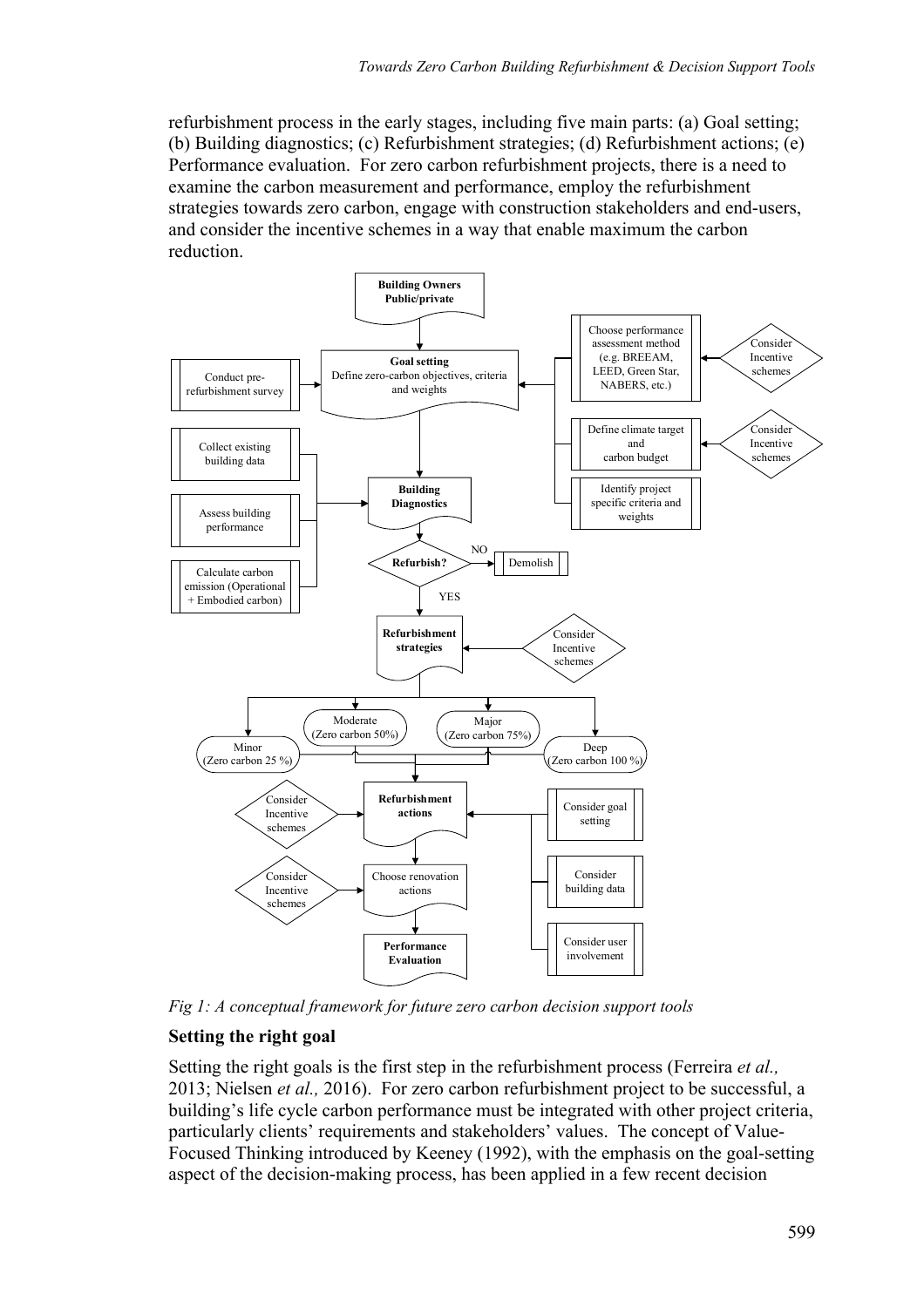refurbishment process in the early stages, including five main parts: (a) Goal setting; (b) Building diagnostics; (c) Refurbishment strategies; (d) Refurbishment actions; (e) Performance evaluation. For zero carbon refurbishment projects, there is a need to examine the carbon measurement and performance, employ the refurbishment strategies towards zero carbon, engage with construction stakeholders and end-users, and consider the incentive schemes in a way that enable maximum the carbon reduction.

*Fig 1: A conceptual framework for future zero carbon decision support tools*

### Setting the right goal

Setting the right goals is the first step in the refurbishment process (Ferreira *et al.,* 2013; Nielsen *et al.,* 2016). For zero carbon refurbishment project to be successful, a building's life cycle carbon performance must be integrated with other project criteria, particularly clients' requirements and stakeholders' values. The concept of Value-Focused Thinking introduced by Keeney (1992), with the emphasis on the goal-setting aspect of the decision-making process, has been applied in a few recent decision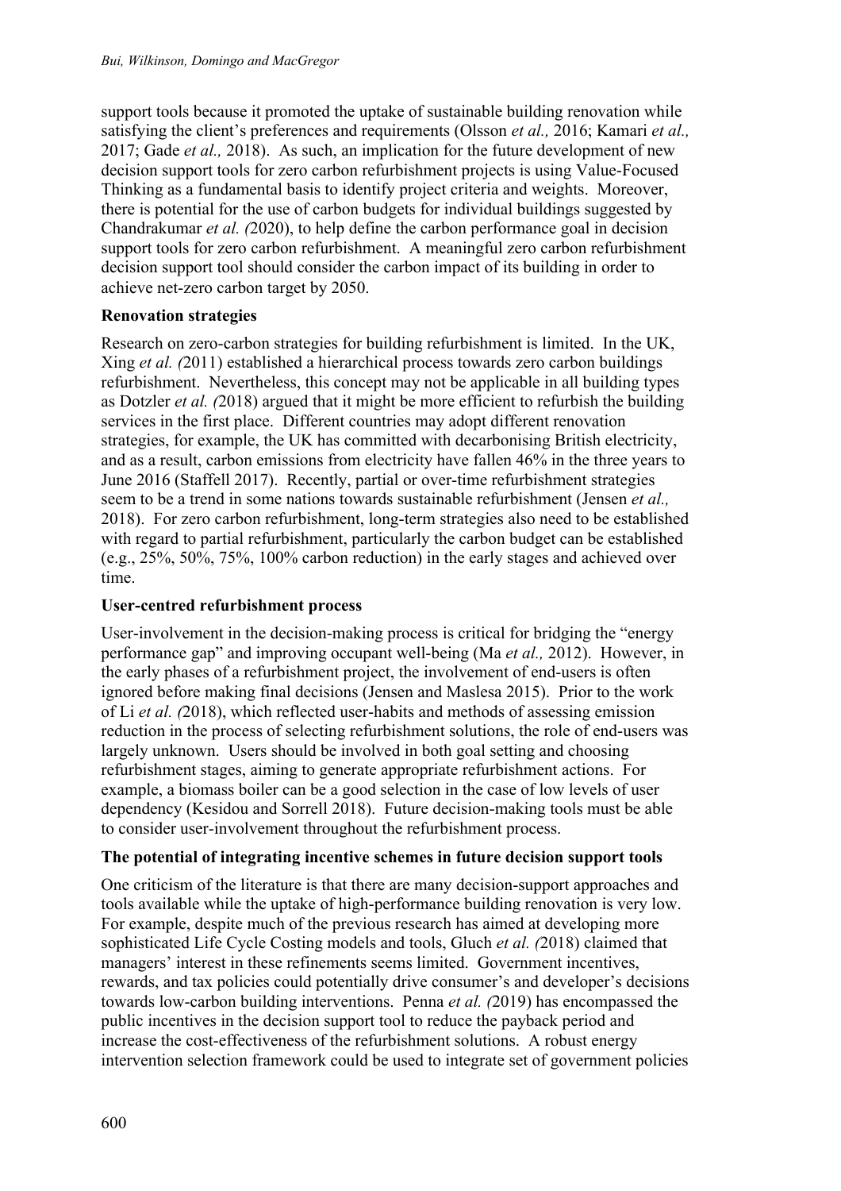support tools because it promoted the uptake of sustainable building renovation while satisfying the client's preferences and requirements (Olsson *et al.,* 2016; Kamari *et al.,* 2017; Gade *et al.,* 2018). As such, an implication for the future development of new decision support tools for zero carbon refurbishment projects is using Value-Focused Thinking as a fundamental basis to identify project criteria and weights. Moreover, there is potential for the use of carbon budgets for individual buildings suggested by Chandrakumar *et al. (*2020), to help define the carbon performance goal in decision support tools for zero carbon refurbishment. A meaningful zero carbon refurbishment decision support tool should consider the carbon impact of its building in order to achieve net-zero carbon target by 2050.

**Renovation strategies**

Research on zero-carbon strategies for building refurbishment is limited. In the UK, Xing *et al. (*2011) established a hierarchical process towards zero carbon buildings refurbishment. Nevertheless, this concept may not be applicable in all building types as Dotzler *et al. (*2018) argued that it might be more efficient to refurbish the building services in the first place. Different countries may adopt different renovation strategies, for example, the UK has committed with decarbonising British electricity, and as a result, carbon emissions from electricity have fallen 46% in the three years to June 2016 (Staffell 2017). Recently, partial or over-time refurbishment strategies seem to be a trend in some nations towards sustainable refurbishment (Jensen *et al.,* 2018). For zero carbon refurbishment, long-term strategies also need to be established with regard to partial refurbishment, particularly the carbon budget can be established (e.g., 25%, 50%, 75%, 100% carbon reduction) in the early stages and achieved over time.

**User-centred refurbishment process**

User-involvement in the decision-making process is critical for bridging the "energy performance gap" and improving occupant well-being (Ma *et al.,* 2012). However, in the early phases of a refurbishment project, the involvement of end-users is often ignored before making final decisions (Jensen and Maslesa 2015). Prior to the work of Li *et al. (*2018), which reflected user-habits and methods of assessing emission reduction in the process of selecting refurbishment solutions, the role of end-users was largely unknown. Users should be involved in both goal setting and choosing refurbishment stages, aiming to generate appropriate refurbishment actions. For example, a biomass boiler can be a good selection in the case of low levels of user dependency (Kesidou and Sorrell 2018). Future decision-making tools must be able to consider user-involvement throughout the refurbishment process.

**The potential of integrating incentive schemes in future decision support tools**

One criticism of the literature is that there are many decision-support approaches and tools available while the uptake of high-performance building renovation is very low. For example, despite much of the previous research has aimed at developing more sophisticated Life Cycle Costing models and tools, Gluch *et al. (*2018) claimed that managers' interest in these refinements seems limited. Government incentives, rewards, and tax policies could potentially drive consumer's and developer's decisions towards low-carbon building interventions. Penna *et al. (*2019) has encompassed the public incentives in the decision support tool to reduce the payback period and increase the cost-effectiveness of the refurbishment solutions. A robust energy intervention selection framework could be used to integrate set of government policies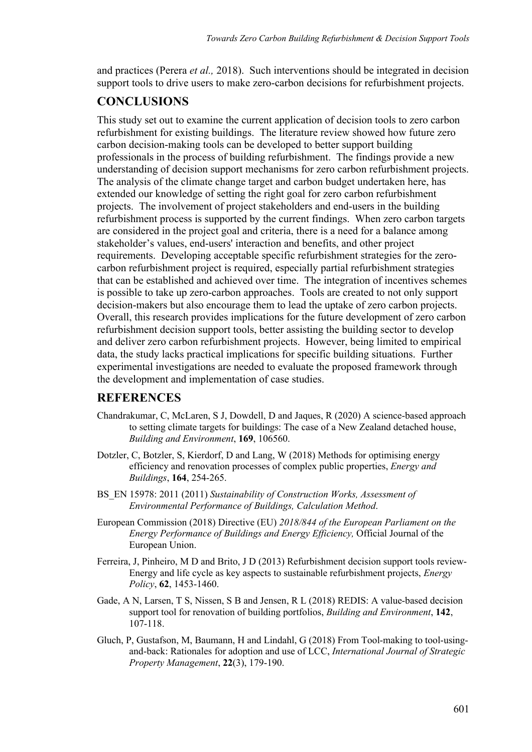and practices (Perera *et al.,* 2018). Such interventions should be integrated in decision support tools to drive users to make zero-carbon decisions for refurbishment projects.

## CONCLUSIONS

This study set out to examine the current application of decision tools to zero carbon refurbishment for existing buildings. The literature review showed how future zero carbon decision-making tools can be developed to better support building professionals in the process of building refurbishment. The findings provide a new understanding of decision support mechanisms for zero carbon refurbishment projects. The analysis of the climate change target and carbon budget undertaken here, has extended our knowledge of setting the right goal for zero carbon refurbishment projects. The involvement of project stakeholders and end-users in the building refurbishment process is supported by the current findings. When zero carbon targets are considered in the project goal and criteria, there is a need for a balance among stakeholder's values, end-users' interaction and benefits, and other project requirements. Developing acceptable specific refurbishment strategies for the zero-carbon refurbishment project is required, especially partial refurbishment strategies that can be established and achieved over time. The integration of incentives schemes is possible to take up zero-carbon approaches. Tools are created to not only support decision-makers but also encourage them to lead the uptake of zero carbon projects. Overall, this research provides implications for the future development of zero carbon refurbishment decision support tools, better assisting the building sector to develop and deliver zero carbon refurbishment projects. However, being limited to empirical data, the study lacks practical implications for specific building situations. Further experimental investigations are needed to evaluate the proposed framework through the development and implementation of case studies.

## REFERENCES

Chandrakumar, C, McLaren, S J, Dowdell, D and Jaques, R (2020) A science-based approach to setting climate targets for buildings: The case of a New Zealand detached house, *Building and Environment*, **169**, 106560.

Dotzler, C, Botzler, S, Kierdorf, D and Lang, W (2018) Methods for optimising energy efficiency and renovation processes of complex public properties, *Energy and Buildings*, **164**, 254-265.

BS_EN 15978: 2011 (2011) *Sustainability of Construction Works, Assessment of Environmental Performance of Buildings, Calculation Method*.

European Commission (2018) Directive (EU) *2018/844 of the European Parliament on the Energy Performance of Buildings and Energy Efficiency,* Official Journal of the European Union.

Ferreira, J, Pinheiro, M D and Brito, J D (2013) Refurbishment decision support tools review-Energy and life cycle as key aspects to sustainable refurbishment projects, *Energy Policy*, **62**, 1453-1460.

Gade, A N, Larsen, T S, Nissen, S B and Jensen, R L (2018) REDIS: A value-based decision support tool for renovation of building portfolios, *Building and Environment*, **142**, 107-118.

Gluch, P, Gustafson, M, Baumann, H and Lindahl, G (2018) From Tool-making to tool-using-and-back: Rationales for adoption and use of LCC, *International Journal of Strategic Property Management*, **22**(3), 179-190.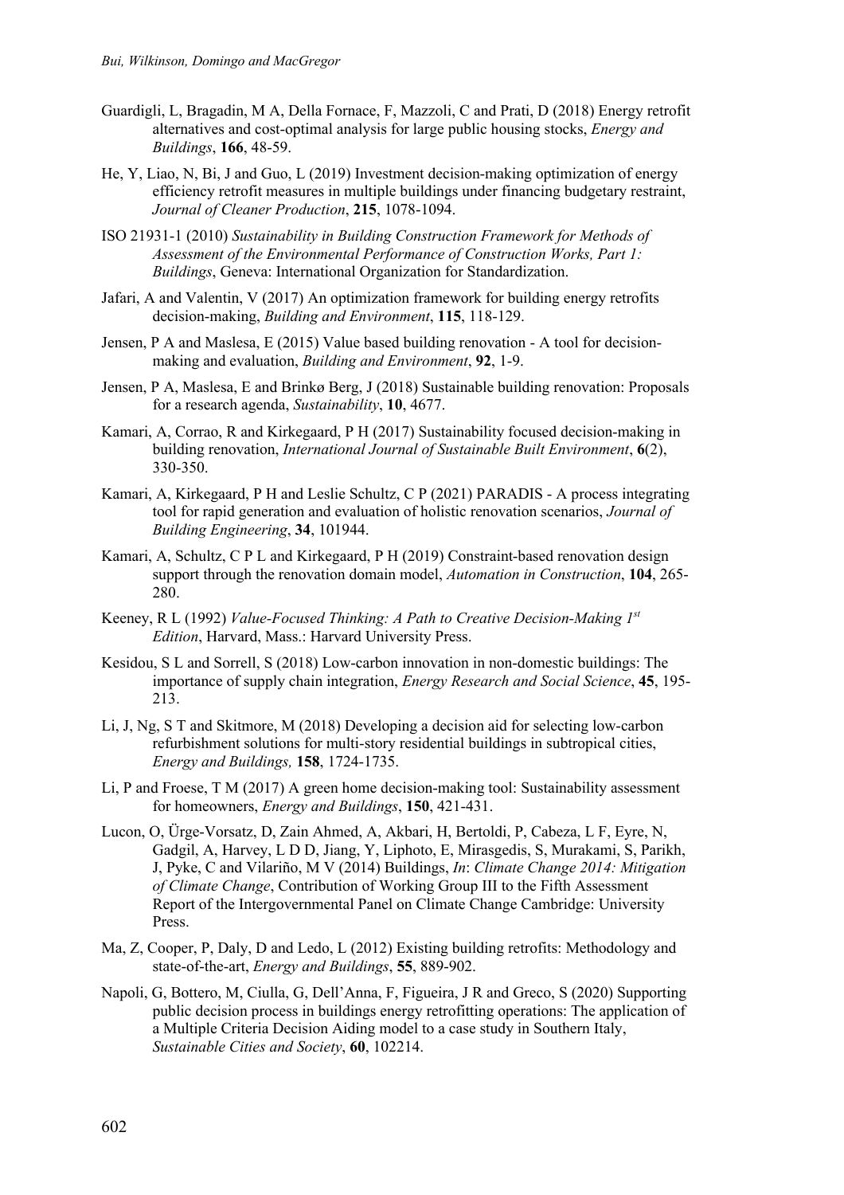Guardigli, L, Bragadin, M A, Della Fornace, F, Mazzoli, C and Prati, D (2018) Energy retrofit alternatives and cost-optimal analysis for large public housing stocks, *Energy and Buildings*, **166**, 48-59.

He, Y, Liao, N, Bi, J and Guo, L (2019) Investment decision-making optimization of energy efficiency retrofit measures in multiple buildings under financing budgetary restraint, *Journal of Cleaner Production*, **215**, 1078-1094.

ISO 21931-1 (2010) *Sustainability in Building Construction Framework for Methods of Assessment of the Environmental Performance of Construction Works, Part 1: Buildings*, Geneva: International Organization for Standardization.

Jafari, A and Valentin, V (2017) An optimization framework for building energy retrofits decision-making, *Building and Environment*, **115**, 118-129.

Jensen, P A and Maslesa, E (2015) Value based building renovation - A tool for decision-making and evaluation, *Building and Environment*, **92**, 1-9.

Jensen, P A, Maslesa, E and Brinkø Berg, J (2018) Sustainable building renovation: Proposals for a research agenda, *Sustainability*, **10**, 4677.

Kamari, A, Corrao, R and Kirkegaard, P H (2017) Sustainability focused decision-making in building renovation, *International Journal of Sustainable Built Environment*, **6**(2), 330-350.

Kamari, A, Kirkegaard, P H and Leslie Schultz, C P (2021) PARADIS - A process integrating tool for rapid generation and evaluation of holistic renovation scenarios, *Journal of Building Engineering*, **34**, 101944.

Kamari, A, Schultz, C P L and Kirkegaard, P H (2019) Constraint-based renovation design support through the renovation domain model, *Automation in Construction*, **104**, 265-280.

Keeney, R L (1992) *Value-Focused Thinking: A Path to Creative Decision-Making 1st Edition*, Harvard, Mass.: Harvard University Press.

Kesidou, S L and Sorrell, S (2018) Low-carbon innovation in non-domestic buildings: The importance of supply chain integration, *Energy Research and Social Science*, **45**, 195-213.

Li, J, Ng, S T and Skitmore, M (2018) Developing a decision aid for selecting low-carbon refurbishment solutions for multi-story residential buildings in subtropical cities, *Energy and Buildings,* **158**, 1724-1735.

Li, P and Froese, T M (2017) A green home decision-making tool: Sustainability assessment for homeowners, *Energy and Buildings*, **150**, 421-431.

Lucon, O, Ürge-Vorsatz, D, Zain Ahmed, A, Akbari, H, Bertoldi, P, Cabeza, L F, Eyre, N, Gadgil, A, Harvey, L D D, Jiang, Y, Liphoto, E, Mirasgedis, S, Murakami, S, Parikh, J, Pyke, C and Vilariño, M V (2014) Buildings, *In*: *Climate Change 2014: Mitigation of Climate Change*, Contribution of Working Group III to the Fifth Assessment Report of the Intergovernmental Panel on Climate Change Cambridge: University Press.

Ma, Z, Cooper, P, Daly, D and Ledo, L (2012) Existing building retrofits: Methodology and state-of-the-art, *Energy and Buildings*, **55**, 889-902.

Napoli, G, Bottero, M, Ciulla, G, Dell'Anna, F, Figueira, J R and Greco, S (2020) Supporting public decision process in buildings energy retrofitting operations: The application of a Multiple Criteria Decision Aiding model to a case study in Southern Italy, *Sustainable Cities and Society*, **60**, 102214.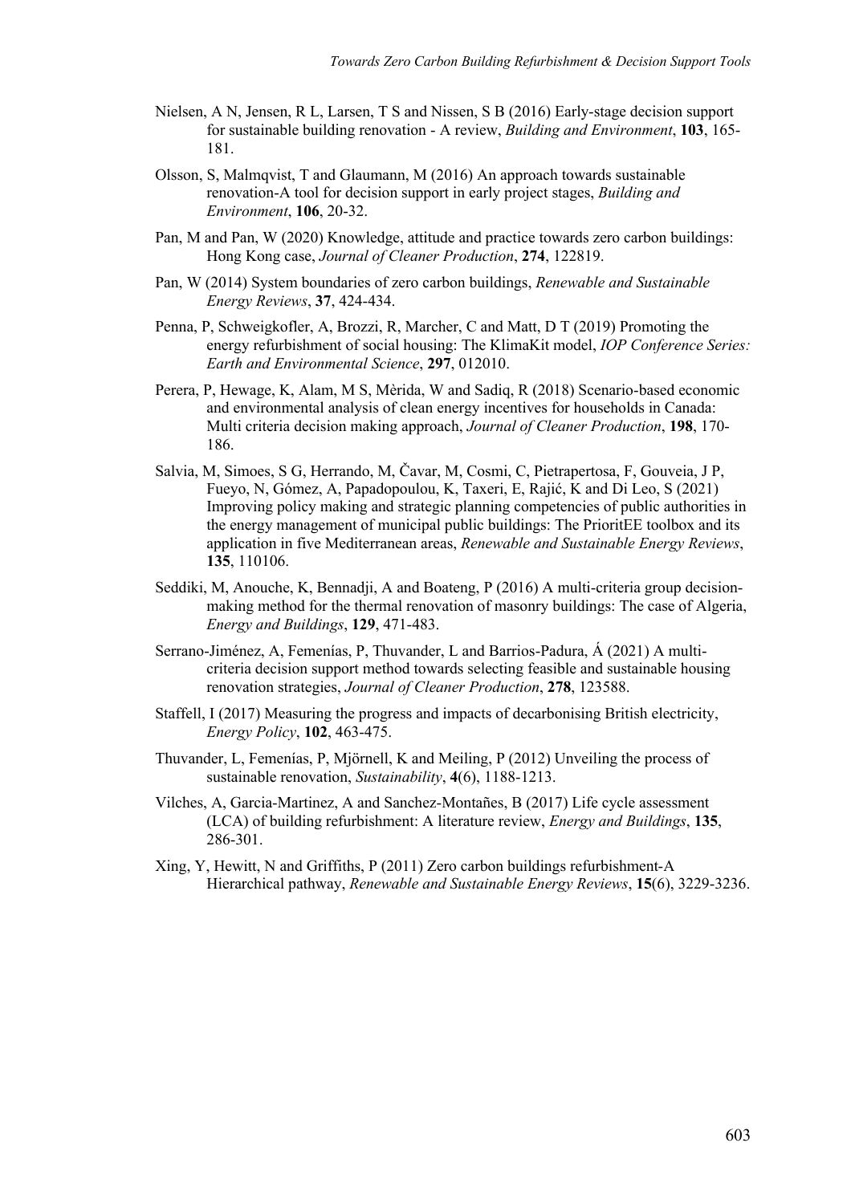Nielsen, A N, Jensen, R L, Larsen, T S and Nissen, S B (2016) Early-stage decision support for sustainable building renovation - A review, *Building and Environment*, **103**, 165-181.

Olsson, S, Malmqvist, T and Glaumann, M (2016) An approach towards sustainable renovation-A tool for decision support in early project stages, *Building and Environment*, **106**, 20-32.

Pan, M and Pan, W (2020) Knowledge, attitude and practice towards zero carbon buildings: Hong Kong case, *Journal of Cleaner Production*, **274**, 122819.

Pan, W (2014) System boundaries of zero carbon buildings, *Renewable and Sustainable Energy Reviews*, **37**, 424-434.

Penna, P, Schweigkofler, A, Brozzi, R, Marcher, C and Matt, D T (2019) Promoting the energy refurbishment of social housing: The KlimaKit model, *IOP Conference Series: Earth and Environmental Science*, **297**, 012010.

Perera, P, Hewage, K, Alam, M S, Mèrida, W and Sadiq, R (2018) Scenario-based economic and environmental analysis of clean energy incentives for households in Canada: Multi criteria decision making approach, *Journal of Cleaner Production*, **198**, 170-186.

Salvia, M, Simoes, S G, Herrando, M, Čavar, M, Cosmi, C, Pietrapertosa, F, Gouveia, J P, Fueyo, N, Gómez, A, Papadopoulou, K, Taxeri, E, Rajić, K and Di Leo, S (2021) Improving policy making and strategic planning competencies of public authorities in the energy management of municipal public buildings: The PrioritEE toolbox and its application in five Mediterranean areas, *Renewable and Sustainable Energy Reviews*, **135**, 110106.

Seddiki, M, Anouche, K, Bennadji, A and Boateng, P (2016) A multi-criteria group decision-making method for the thermal renovation of masonry buildings: The case of Algeria, *Energy and Buildings*, **129**, 471-483.

Serrano-Jiménez, A, Femenías, P, Thuvander, L and Barrios-Padura, Á (2021) A multi-criteria decision support method towards selecting feasible and sustainable housing renovation strategies, *Journal of Cleaner Production*, **278**, 123588.

Staffell, I (2017) Measuring the progress and impacts of decarbonising British electricity, *Energy Policy*, **102**, 463-475.

Thuvander, L, Femenías, P, Mjörnell, K and Meiling, P (2012) Unveiling the process of sustainable renovation, *Sustainability*, **4**(6), 1188-1213.

Vilches, A, Garcia-Martinez, A and Sanchez-Montañes, B (2017) Life cycle assessment (LCA) of building refurbishment: A literature review, *Energy and Buildings*, **135**, 286-301.

Xing, Y, Hewitt, N and Griffiths, P (2011) Zero carbon buildings refurbishment-A Hierarchical pathway, *Renewable and Sustainable Energy Reviews*, **15**(6), 3229-3236.